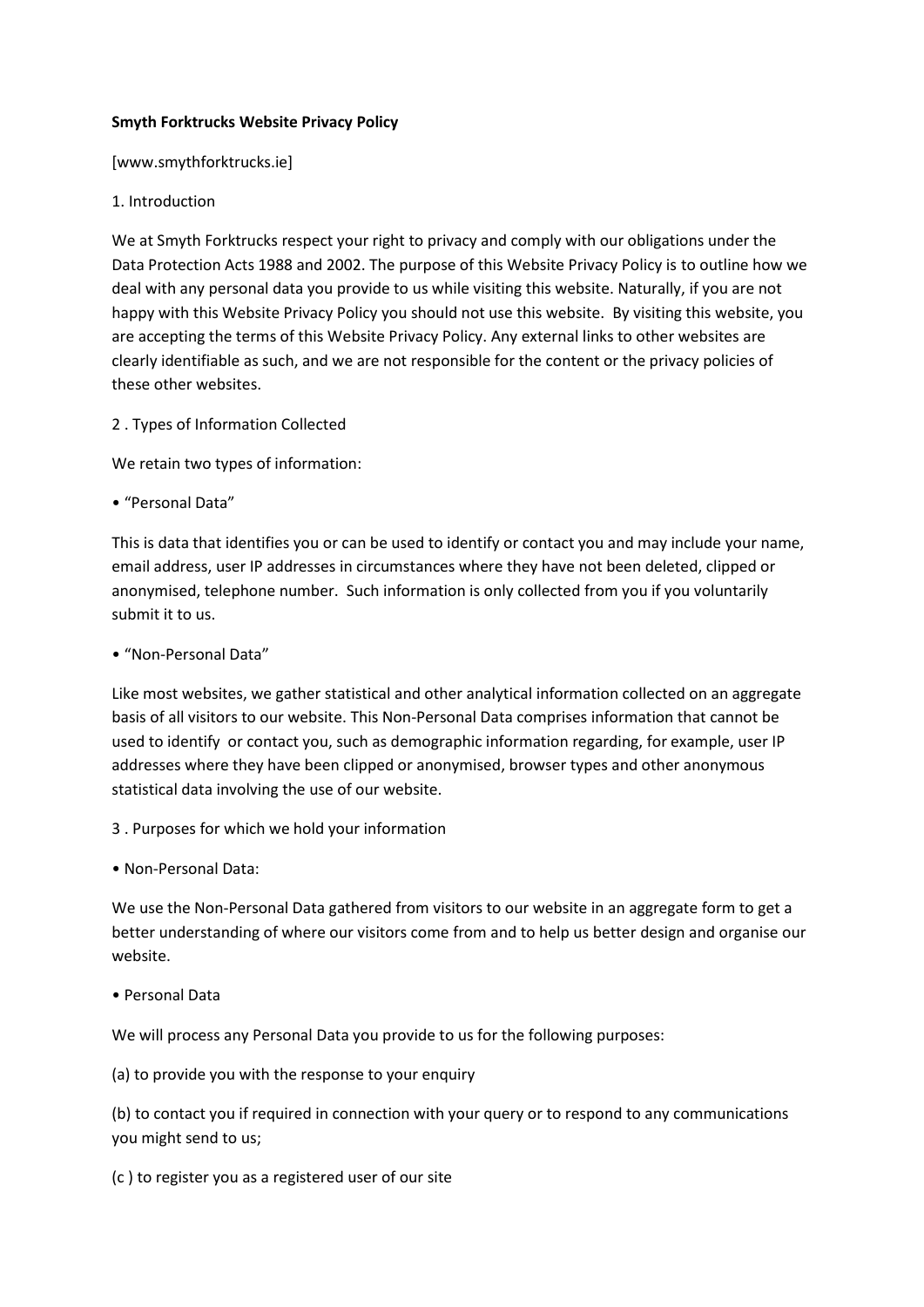**Smyth Forktrucks Website Privacy Policy**

[www.smythforktrucks.ie]

1. Introduction

We at Smyth Forktrucks respect your right to privacy and comply with our obligations under the Data Protection Acts 1988 and 2002. The purpose of this Website Privacy Policy is to outline how we deal with any personal data you provide to us while visiting this website. Naturally, if you are not happy with this Website Privacy Policy you should not use this website. By visiting this website, you are accepting the terms of this Website Privacy Policy. Any external links to other websites are clearly identifiable as such, and we are not responsible for the content or the privacy policies of these other websites.

2 . Types of Information Collected

We retain two types of information:

• "Personal Data"

This is data that identifies you or can be used to identify or contact you and may include your name, email address, user IP addresses in circumstances where they have not been deleted, clipped or anonymised, telephone number. Such information is only collected from you if you voluntarily submit it to us.

• "Non-Personal Data"

Like most websites, we gather statistical and other analytical information collected on an aggregate basis of all visitors to our website. This Non-Personal Data comprises information that cannot be used to identify or contact you, such as demographic information regarding, for example, user IP addresses where they have been clipped or anonymised, browser types and other anonymous statistical data involving the use of our website.

3 . Purposes for which we hold your information

• Non-Personal Data:

We use the Non-Personal Data gathered from visitors to our website in an aggregate form to get a better understanding of where our visitors come from and to help us better design and organise our website.

• Personal Data

We will process any Personal Data you provide to us for the following purposes:

(a) to provide you with the response to your enquiry

(b) to contact you if required in connection with your query or to respond to any communications you might send to us;

(c ) to register you as a registered user of our site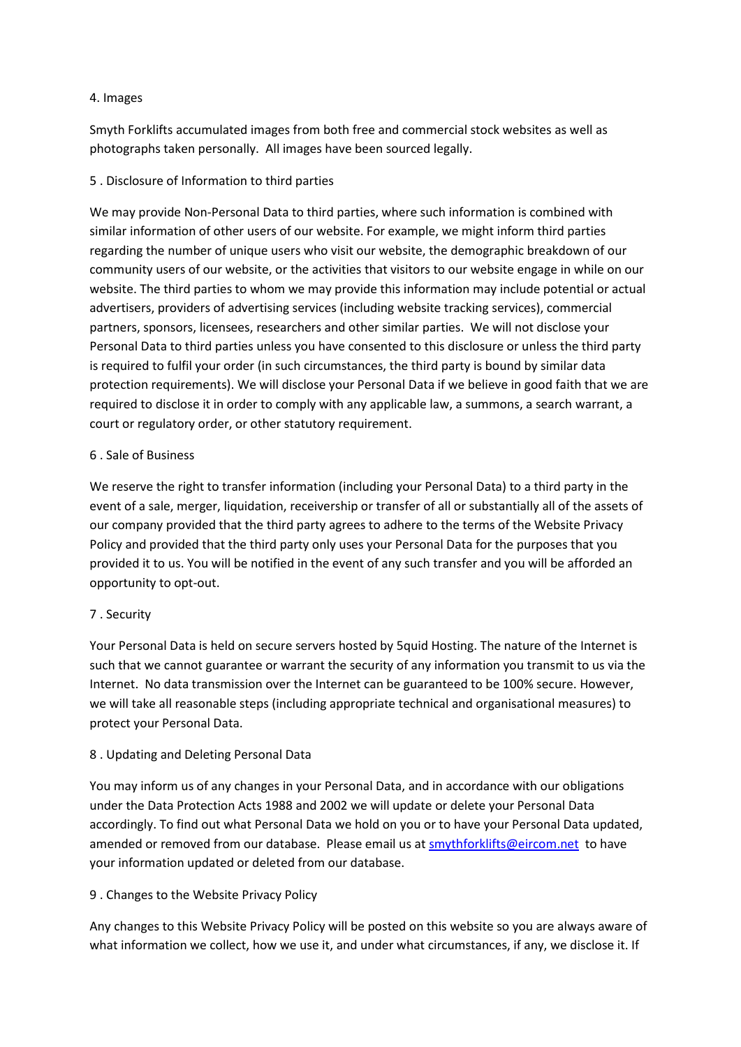4. Images

Smyth Forklifts accumulated images from both free and commercial stock websites as well as photographs taken personally. All images have been sourced legally.

5 . Disclosure of Information to third parties

We may provide Non-Personal Data to third parties, where such information is combined with similar information of other users of our website. For example, we might inform third parties regarding the number of unique users who visit our website, the demographic breakdown of our community users of our website, or the activities that visitors to our website engage in while on our website. The third parties to whom we may provide this information may include potential or actual advertisers, providers of advertising services (including website tracking services), commercial partners, sponsors, licensees, researchers and other similar parties. We will not disclose your Personal Data to third parties unless you have consented to this disclosure or unless the third party is required to fulfil your order (in such circumstances, the third party is bound by similar data protection requirements). We will disclose your Personal Data if we believe in good faith that we are required to disclose it in order to comply with any applicable law, a summons, a search warrant, a court or regulatory order, or other statutory requirement.

6 . Sale of Business

We reserve the right to transfer information (including your Personal Data) to a third party in the event of a sale, merger, liquidation, receivership or transfer of all or substantially all of the assets of our company provided that the third party agrees to adhere to the terms of the Website Privacy Policy and provided that the third party only uses your Personal Data for the purposes that you provided it to us. You will be notified in the event of any such transfer and you will be afforded an opportunity to opt-out.

7 . Security

Your Personal Data is held on secure servers hosted by 5quid Hosting. The nature of the Internet is such that we cannot guarantee or warrant the security of any information you transmit to us via the Internet. No data transmission over the Internet can be guaranteed to be 100% secure. However, we will take all reasonable steps (including appropriate technical and organisational measures) to protect your Personal Data.

8 . Updating and Deleting Personal Data

You may inform us of any changes in your Personal Data, and in accordance with our obligations under the Data Protection Acts 1988 and 2002 we will update or delete your Personal Data accordingly. To find out what Personal Data we hold on you or to have your Personal Data updated, amended or removed from our database. Please email us at smythforklifts@eircom.net to have your information updated or deleted from our database.

9 . Changes to the Website Privacy Policy

Any changes to this Website Privacy Policy will be posted on this website so you are always aware of what information we collect, how we use it, and under what circumstances, if any, we disclose it. If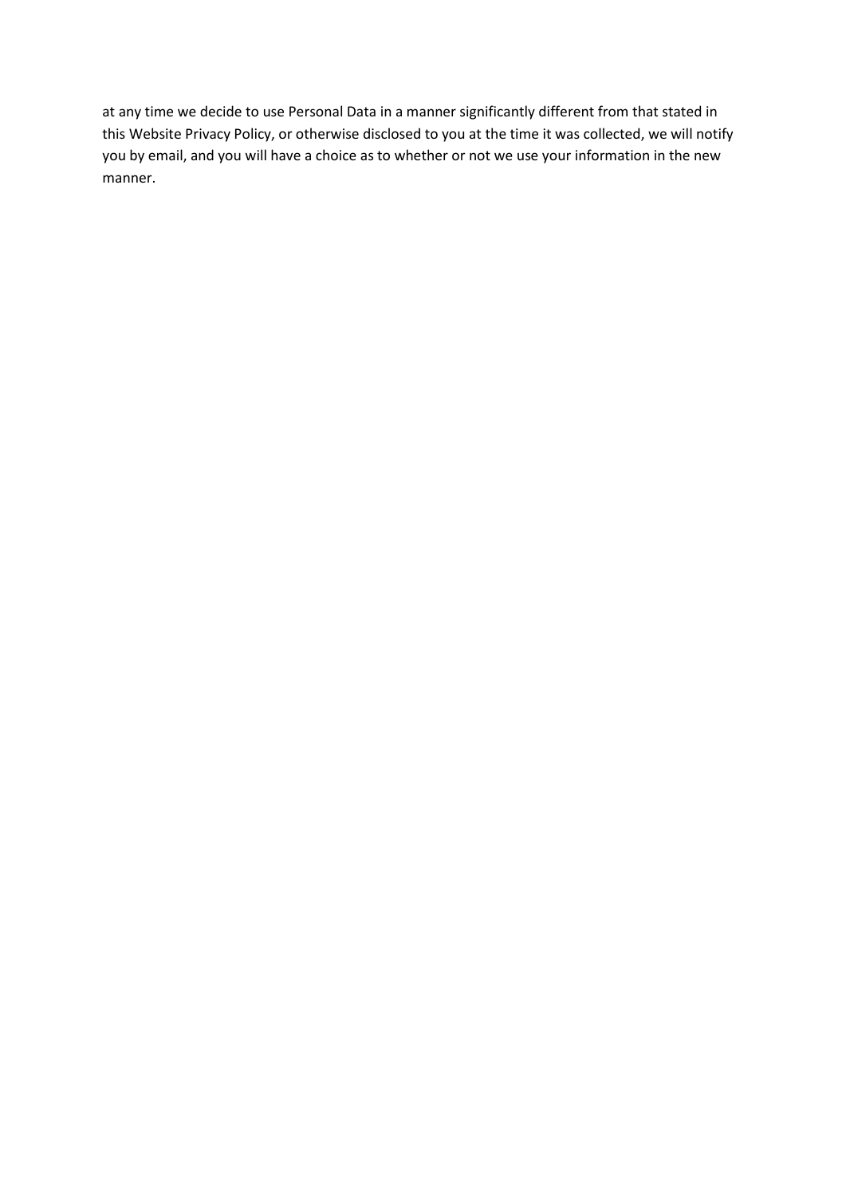at any time we decide to use Personal Data in a manner significantly different from that stated in this Website Privacy Policy, or otherwise disclosed to you at the time it was collected, we will notify you by email, and you will have a choice as to whether or not we use your information in the new manner.